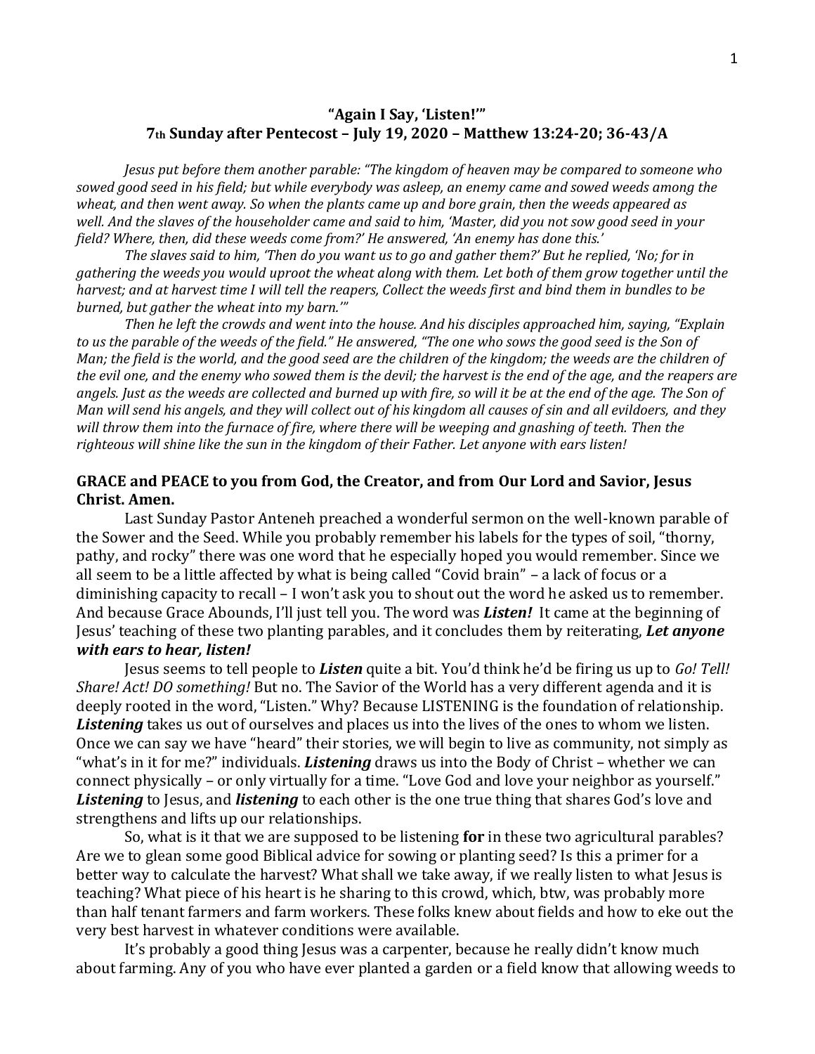# "Again I Say, 'Listen!'"

## 7th Sunday after Pentecost – July 19, 2020 – Matthew 13:24-20; 36-43/A

*Jesus put before them another parable: "The kingdom of heaven may be compared to someone who sowed good seed in his field; but while everybody was asleep, an enemy came and sowed weeds among the wheat, and then went away. So when the plants came up and bore grain, then the weeds appeared as well. And the slaves of the householder came and said to him, 'Master, did you not sow good seed in your field? Where, then, did these weeds come from?' He answered, 'An enemy has done this.'*

*The slaves said to him, 'Then do you want us to go and gather them?' But he replied, 'No; for in gathering the weeds you would uproot the wheat along with them. Let both of them grow together until the harvest; and at harvest time I will tell the reapers, Collect the weeds first and bind them in bundles to be burned, but gather the wheat into my barn.'"*

*Then he left the crowds and went into the house. And his disciples approached him, saying, "Explain to us the parable of the weeds of the field." He answered, "The one who sows the good seed is the Son of Man; the field is the world, and the good seed are the children of the kingdom; the weeds are the children of the evil one, and the enemy who sowed them is the devil; the harvest is the end of the age, and the reapers are angels. Just as the weeds are collected and burned up with fire, so will it be at the end of the age. The Son of Man will send his angels, and they will collect out of his kingdom all causes of sin and all evildoers, and they will throw them into the furnace of fire, where there will be weeping and gnashing of teeth. Then the righteous will shine like the sun in the kingdom of their Father. Let anyone with ears listen!*

**GRACE and PEACE to you from God, the Creator, and from Our Lord and Savior, Jesus Christ. Amen.**

Last Sunday Pastor Anteneh preached a wonderful sermon on the well-known parable of the Sower and the Seed. While you probably remember his labels for the types of soil, "thorny, pathy, and rocky" there was one word that he especially hoped you would remember. Since we all seem to be a little affected by what is being called "Covid brain" – a lack of focus or a diminishing capacity to recall – I won't ask you to shout out the word he asked us to remember. And because Grace Abounds, I'll just tell you. The word was ***Listen!*** It came at the beginning of Jesus' teaching of these two planting parables, and it concludes them by reiterating, ***Let anyone with ears to hear, listen!***

Jesus seems to tell people to ***Listen*** quite a bit. You'd think he'd be firing us up to *Go! Tell! Share! Act! DO something!* But no. The Savior of the World has a very different agenda and it is deeply rooted in the word, "Listen." Why? Because LISTENING is the foundation of relationship. ***Listening*** takes us out of ourselves and places us into the lives of the ones to whom we listen. Once we can say we have "heard" their stories, we will begin to live as community, not simply as "what's in it for me?" individuals. ***Listening*** draws us into the Body of Christ – whether we can connect physically – or only virtually for a time. "Love God and love your neighbor as yourself." ***Listening*** to Jesus, and ***listening*** to each other is the one true thing that shares God's love and strengthens and lifts up our relationships.

So, what is it that we are supposed to be listening **for** in these two agricultural parables? Are we to glean some good Biblical advice for sowing or planting seed? Is this a primer for a better way to calculate the harvest? What shall we take away, if we really listen to what Jesus is teaching? What piece of his heart is he sharing to this crowd, which, btw, was probably more than half tenant farmers and farm workers. These folks knew about fields and how to eke out the very best harvest in whatever conditions were available.

It's probably a good thing Jesus was a carpenter, because he really didn't know much about farming. Any of you who have ever planted a garden or a field know that allowing weeds to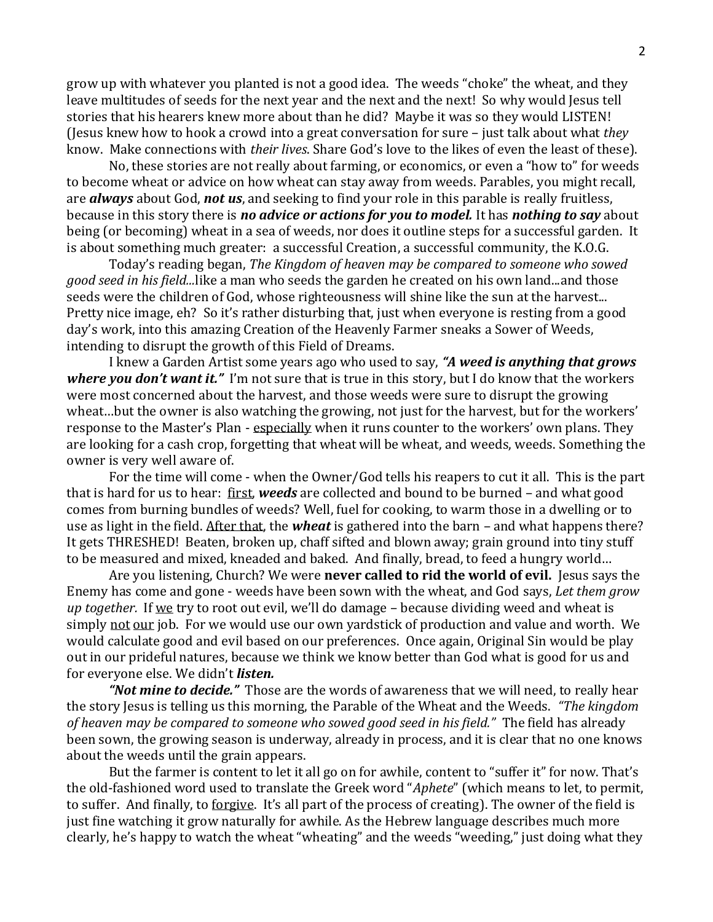grow up with whatever you planted is not a good idea. The weeds "choke" the wheat, and they leave multitudes of seeds for the next year and the next and the next! So why would Jesus tell stories that his hearers knew more about than he did? Maybe it was so they would LISTEN! (Jesus knew how to hook a crowd into a great conversation for sure – just talk about what *they* know. Make connections with *their lives*. Share God's love to the likes of even the least of these).

No, these stories are not really about farming, or economics, or even a "how to" for weeds to become wheat or advice on how wheat can stay away from weeds. Parables, you might recall, are ***always*** about God, ***not us***, and seeking to find your role in this parable is really fruitless, because in this story there is ***no advice or actions for you to model.*** It has ***nothing to say*** about being (or becoming) wheat in a sea of weeds, nor does it outline steps for a successful garden. It is about something much greater: a successful Creation, a successful community, the K.O.G.

Today's reading began, *The Kingdom of heaven may be compared to someone who sowed good seed in his field...*like a man who seeds the garden he created on his own land...and those seeds were the children of God, whose righteousness will shine like the sun at the harvest... Pretty nice image, eh? So it's rather disturbing that, just when everyone is resting from a good day's work, into this amazing Creation of the Heavenly Farmer sneaks a Sower of Weeds, intending to disrupt the growth of this Field of Dreams.

I knew a Garden Artist some years ago who used to say, ***"A weed is anything that grows where you don't want it."*** I'm not sure that is true in this story, but I do know that the workers were most concerned about the harvest, and those weeds were sure to disrupt the growing wheat…but the owner is also watching the growing, not just for the harvest, but for the workers' response to the Master's Plan - <u>especially</u> when it runs counter to the workers' own plans. They are looking for a cash crop, forgetting that wheat will be wheat, and weeds, weeds. Something the owner is very well aware of.

For the time will come - when the Owner/God tells his reapers to cut it all. This is the part that is hard for us to hear: <u>first</u>, ***weeds*** are collected and bound to be burned – and what good comes from burning bundles of weeds? Well, fuel for cooking, to warm those in a dwelling or to use as light in the field. <u>After that</u>, the ***wheat*** is gathered into the barn – and what happens there? It gets THRESHED! Beaten, broken up, chaff sifted and blown away; grain ground into tiny stuff to be measured and mixed, kneaded and baked. And finally, bread, to feed a hungry world…

Are you listening, Church? We were **never called to rid the world of evil.** Jesus says the Enemy has come and gone - weeds have been sown with the wheat, and God says, *Let them grow up together.* If <u>we</u> try to root out evil, we'll do damage – because dividing weed and wheat is simply <u>not</u> <u>our</u> job. For we would use our own yardstick of production and value and worth. We would calculate good and evil based on our preferences. Once again, Original Sin would be play out in our prideful natures, because we think we know better than God what is good for us and for everyone else. We didn't ***listen.***

***"Not mine to decide."*** Those are the words of awareness that we will need, to really hear the story Jesus is telling us this morning, the Parable of the Wheat and the Weeds. *"The kingdom of heaven may be compared to someone who sowed good seed in his field."* The field has already been sown, the growing season is underway, already in process, and it is clear that no one knows about the weeds until the grain appears.

But the farmer is content to let it all go on for awhile, content to "suffer it" for now. That's the old-fashioned word used to translate the Greek word "*Aphete*" (which means to let, to permit, to suffer. And finally, to <u>forgive</u>. It's all part of the process of creating). The owner of the field is just fine watching it grow naturally for awhile. As the Hebrew language describes much more clearly, he's happy to watch the wheat "wheating" and the weeds "weeding," just doing what they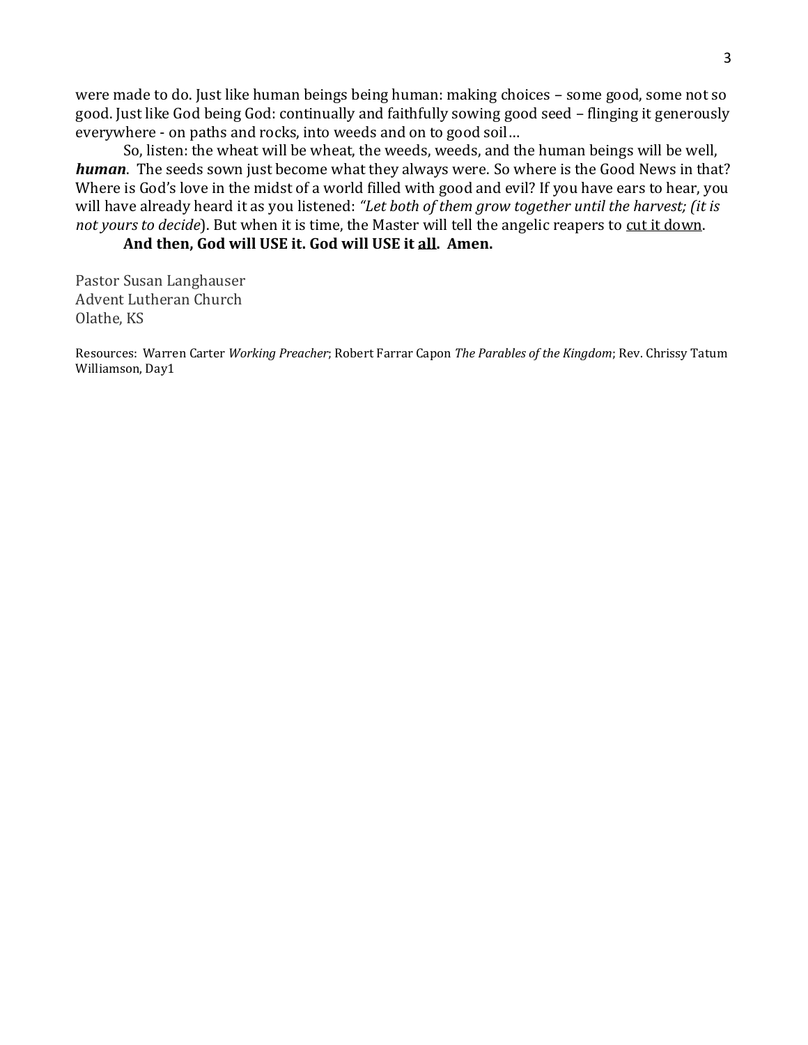were made to do. Just like human beings being human: making choices – some good, some not so good. Just like God being God: continually and faithfully sowing good seed – flinging it generously everywhere - on paths and rocks, into weeds and on to good soil…

So, listen: the wheat will be wheat, the weeds, weeds, and the human beings will be well, ***human***. The seeds sown just become what they always were. So where is the Good News in that? Where is God's love in the midst of a world filled with good and evil? If you have ears to hear, you will have already heard it as you listened: *"Let both of them grow together until the harvest; (it is not yours to decide*). But when it is time, the Master will tell the angelic reapers to <u>cut it down</u>.

**And then, God will USE it. God will USE it <u>all</u>. Amen.**

Pastor Susan Langhauser
Advent Lutheran Church
Olathe, KS

Resources: Warren Carter *Working Preacher*; Robert Farrar Capon *The Parables of the Kingdom*; Rev. Chrissy Tatum Williamson, Day1